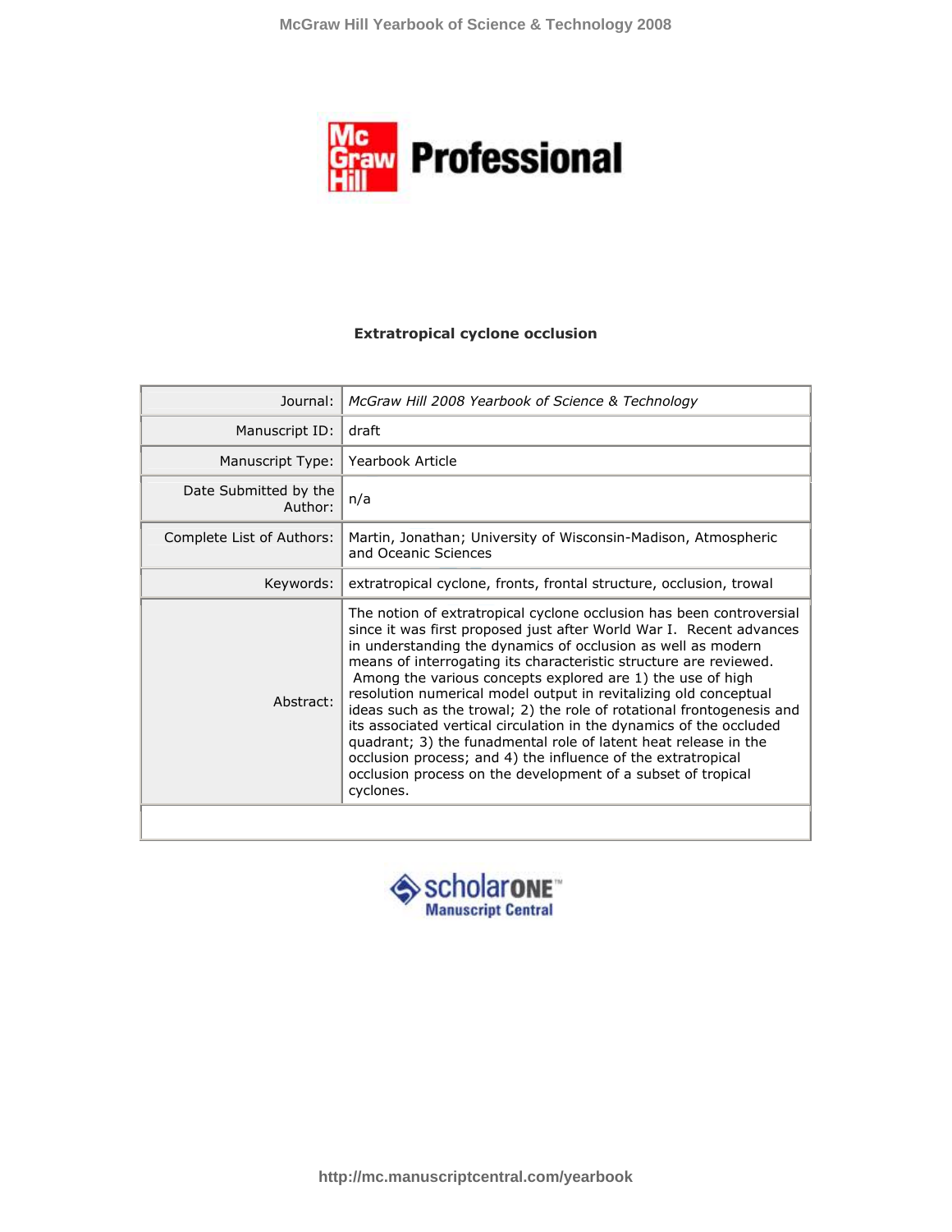# Extratropical cyclone occlusion

| | |
|---|---|
| Journal: | *McGraw Hill 2008 Yearbook of Science & Technology* |
| Manuscript ID: | draft |
| Manuscript Type: | Yearbook Article |
| Date Submitted by the Author: | n/a |
| Complete List of Authors: | Martin, Jonathan; University of Wisconsin-Madison, Atmospheric and Oceanic Sciences |
| Keywords: | extratropical cyclone, fronts, frontal structure, occlusion, trowal |
| Abstract: | The notion of extratropical cyclone occlusion has been controversial since it was first proposed just after World War I. Recent advances in understanding the dynamics of occlusion as well as modern means of interrogating its characteristic structure are reviewed. Among the various concepts explored are 1) the use of high resolution numerical model output in revitalizing old conceptual ideas such as the trowal; 2) the role of rotational frontogenesis and its associated vertical circulation in the dynamics of the occluded quadrant; 3) the funadmental role of latent heat release in the occlusion process; and 4) the influence of the extratropical occlusion process on the development of a subset of tropical cyclones. |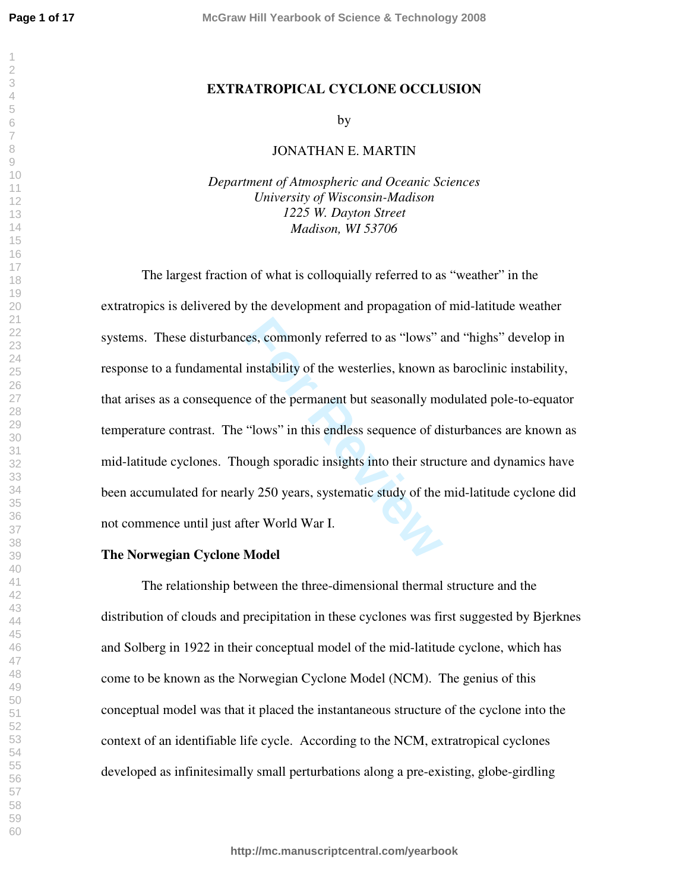# EXTRATROPICAL CYCLONE OCCLUSION

by

JONATHAN E. MARTIN

*Department of Atmospheric and Oceanic Sciences*
*University of Wisconsin-Madison*
*1225 W. Dayton Street*
*Madison, WI 53706*

The largest fraction of what is colloquially referred to as "weather" in the extratropics is delivered by the development and propagation of mid-latitude weather systems. These disturbances, commonly referred to as "lows" and "highs" develop in response to a fundamental instability of the westerlies, known as baroclinic instability, that arises as a consequence of the permanent but seasonally modulated pole-to-equator temperature contrast. The "lows" in this endless sequence of disturbances are known as mid-latitude cyclones. Though sporadic insights into their structure and dynamics have been accumulated for nearly 250 years, systematic study of the mid-latitude cyclone did not commence until just after World War I.

## The Norwegian Cyclone Model

The relationship between the three-dimensional thermal structure and the distribution of clouds and precipitation in these cyclones was first suggested by Bjerknes and Solberg in 1922 in their conceptual model of the mid-latitude cyclone, which has come to be known as the Norwegian Cyclone Model (NCM). The genius of this conceptual model was that it placed the instantaneous structure of the cyclone into the context of an identifiable life cycle. According to the NCM, extratropical cyclones developed as infinitesimally small perturbations along a pre-existing, globe-girdling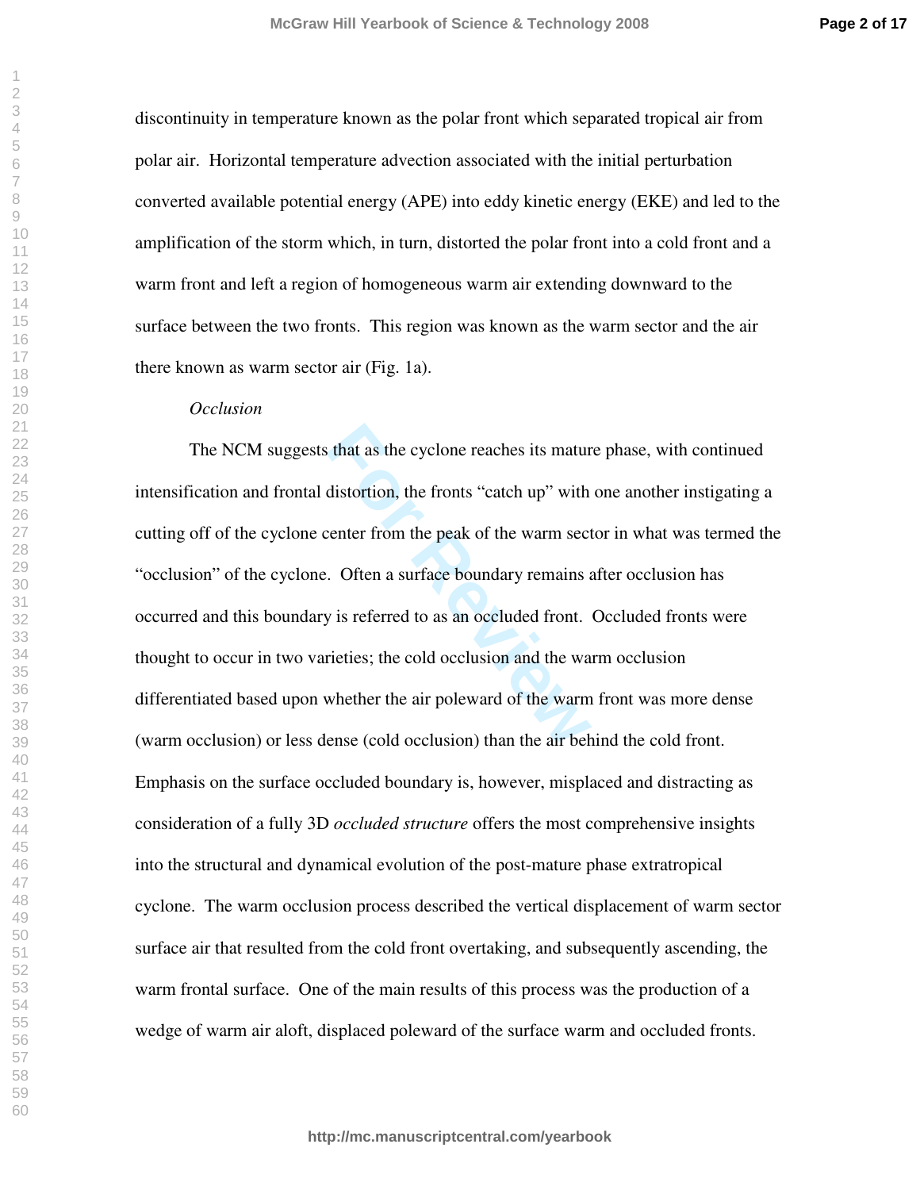discontinuity in temperature known as the polar front which separated tropical air from polar air. Horizontal temperature advection associated with the initial perturbation converted available potential energy (APE) into eddy kinetic energy (EKE) and led to the amplification of the storm which, in turn, distorted the polar front into a cold front and a warm front and left a region of homogeneous warm air extending downward to the surface between the two fronts. This region was known as the warm sector and the air there known as warm sector air (Fig. 1a).

*Occlusion*

The NCM suggests that as the cyclone reaches its mature phase, with continued intensification and frontal distortion, the fronts "catch up" with one another instigating a cutting off of the cyclone center from the peak of the warm sector in what was termed the "occlusion" of the cyclone. Often a surface boundary remains after occlusion has occurred and this boundary is referred to as an occluded front. Occluded fronts were thought to occur in two varieties; the cold occlusion and the warm occlusion differentiated based upon whether the air poleward of the warm front was more dense (warm occlusion) or less dense (cold occlusion) than the air behind the cold front. Emphasis on the surface occluded boundary is, however, misplaced and distracting as consideration of a fully 3D *occluded structure* offers the most comprehensive insights into the structural and dynamical evolution of the post-mature phase extratropical cyclone. The warm occlusion process described the vertical displacement of warm sector surface air that resulted from the cold front overtaking, and subsequently ascending, the warm frontal surface. One of the main results of this process was the production of a wedge of warm air aloft, displaced poleward of the surface warm and occluded fronts.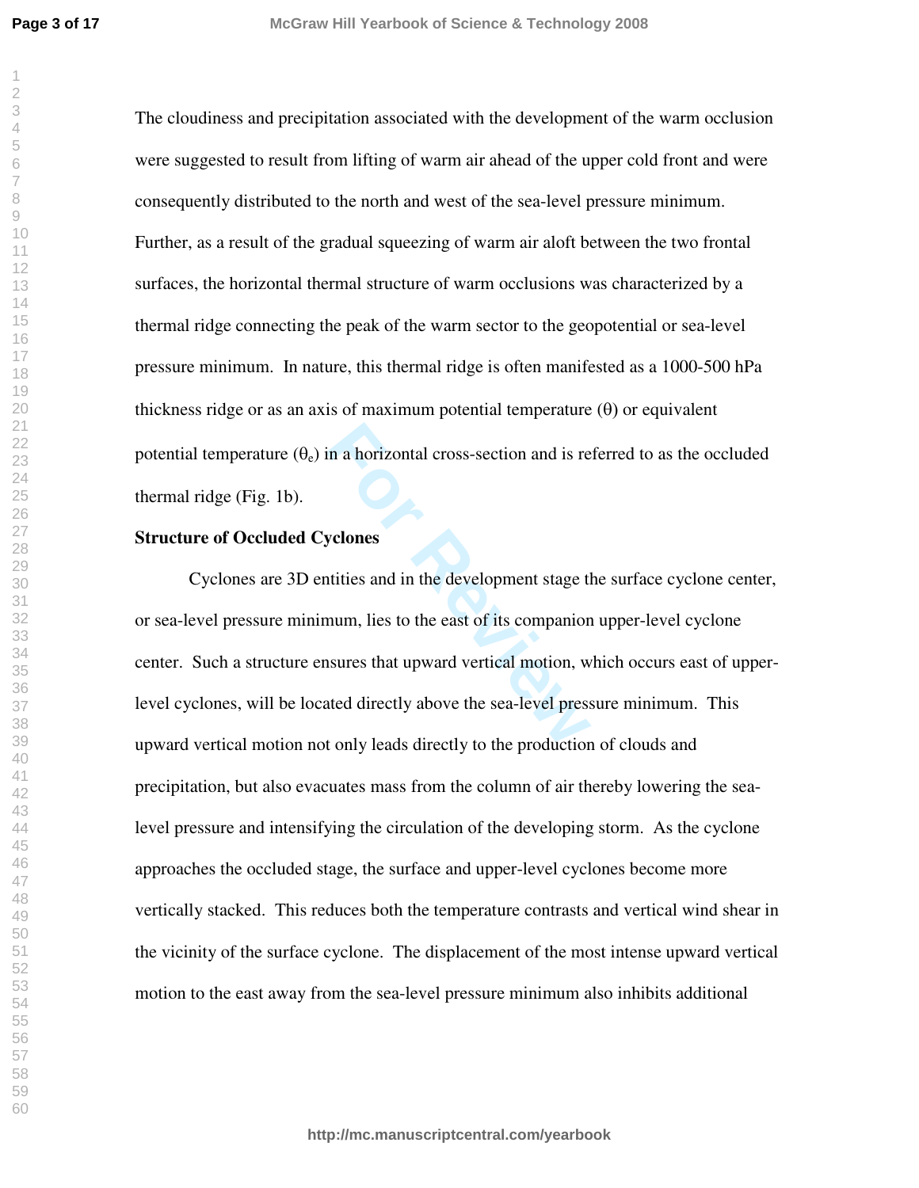The cloudiness and precipitation associated with the development of the warm occlusion were suggested to result from lifting of warm air ahead of the upper cold front and were consequently distributed to the north and west of the sea-level pressure minimum. Further, as a result of the gradual squeezing of warm air aloft between the two frontal surfaces, the horizontal thermal structure of warm occlusions was characterized by a thermal ridge connecting the peak of the warm sector to the geopotential or sea-level pressure minimum. In nature, this thermal ridge is often manifested as a 1000-500 hPa thickness ridge or as an axis of maximum potential temperature ($\theta$) or equivalent potential temperature ($\theta_e$) in a horizontal cross-section and is referred to as the occluded thermal ridge (Fig. 1b).

**Structure of Occluded Cyclones**

Cyclones are 3D entities and in the development stage the surface cyclone center, or sea-level pressure minimum, lies to the east of its companion upper-level cyclone center. Such a structure ensures that upward vertical motion, which occurs east of upper-level cyclones, will be located directly above the sea-level pressure minimum. This upward vertical motion not only leads directly to the production of clouds and precipitation, but also evacuates mass from the column of air thereby lowering the sea-level pressure and intensifying the circulation of the developing storm. As the cyclone approaches the occluded stage, the surface and upper-level cyclones become more vertically stacked. This reduces both the temperature contrasts and vertical wind shear in the vicinity of the surface cyclone. The displacement of the most intense upward vertical motion to the east away from the sea-level pressure minimum also inhibits additional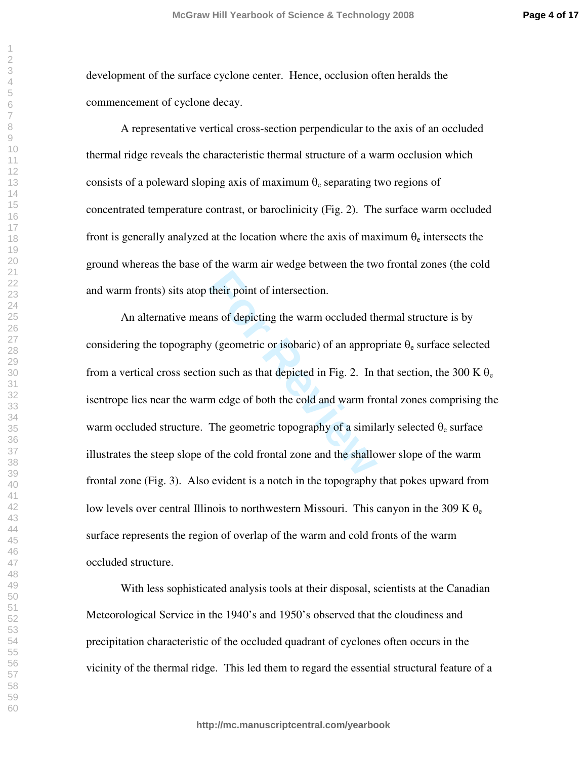development of the surface cyclone center. Hence, occlusion often heralds the commencement of cyclone decay.

A representative vertical cross-section perpendicular to the axis of an occluded thermal ridge reveals the characteristic thermal structure of a warm occlusion which consists of a poleward sloping axis of maximum $\theta_e$ separating two regions of concentrated temperature contrast, or baroclinicity (Fig. 2). The surface warm occluded front is generally analyzed at the location where the axis of maximum $\theta_e$ intersects the ground whereas the base of the warm air wedge between the two frontal zones (the cold and warm fronts) sits atop their point of intersection.

An alternative means of depicting the warm occluded thermal structure is by considering the topography (geometric or isobaric) of an appropriate $\theta_e$ surface selected from a vertical cross section such as that depicted in Fig. 2. In that section, the 300 K $\theta_e$ isentrope lies near the warm edge of both the cold and warm frontal zones comprising the warm occluded structure. The geometric topography of a similarly selected $\theta_e$ surface illustrates the steep slope of the cold frontal zone and the shallower slope of the warm frontal zone (Fig. 3). Also evident is a notch in the topography that pokes upward from low levels over central Illinois to northwestern Missouri. This canyon in the 309 K $\theta_e$ surface represents the region of overlap of the warm and cold fronts of the warm occluded structure.

With less sophisticated analysis tools at their disposal, scientists at the Canadian Meteorological Service in the 1940's and 1950's observed that the cloudiness and precipitation characteristic of the occluded quadrant of cyclones often occurs in the vicinity of the thermal ridge. This led them to regard the essential structural feature of a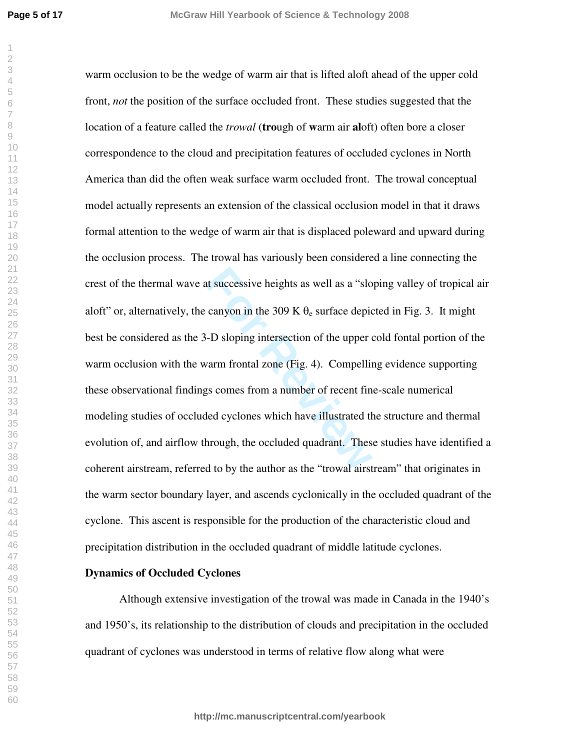warm occlusion to be the wedge of warm air that is lifted aloft ahead of the upper cold front, *not* the position of the surface occluded front. These studies suggested that the location of a feature called the *trowal* (**tro**ugh of **w**arm air **al**oft) often bore a closer correspondence to the cloud and precipitation features of occluded cyclones in North America than did the often weak surface warm occluded front. The trowal conceptual model actually represents an extension of the classical occlusion model in that it draws formal attention to the wedge of warm air that is displaced poleward and upward during the occlusion process. The trowal has variously been considered a line connecting the crest of the thermal wave at successive heights as well as a "sloping valley of tropical air aloft" or, alternatively, the canyon in the 309 K $\theta_e$ surface depicted in Fig. 3. It might best be considered as the 3-D sloping intersection of the upper cold fontal portion of the warm occlusion with the warm frontal zone (Fig. 4). Compelling evidence supporting these observational findings comes from a number of recent fine-scale numerical modeling studies of occluded cyclones which have illustrated the structure and thermal evolution of, and airflow through, the occluded quadrant. These studies have identified a coherent airstream, referred to by the author as the "trowal airstream" that originates in the warm sector boundary layer, and ascends cyclonically in the occluded quadrant of the cyclone. This ascent is responsible for the production of the characteristic cloud and precipitation distribution in the occluded quadrant of middle latitude cyclones.

**Dynamics of Occluded Cyclones**

Although extensive investigation of the trowal was made in Canada in the 1940's and 1950's, its relationship to the distribution of clouds and precipitation in the occluded quadrant of cyclones was understood in terms of relative flow along what were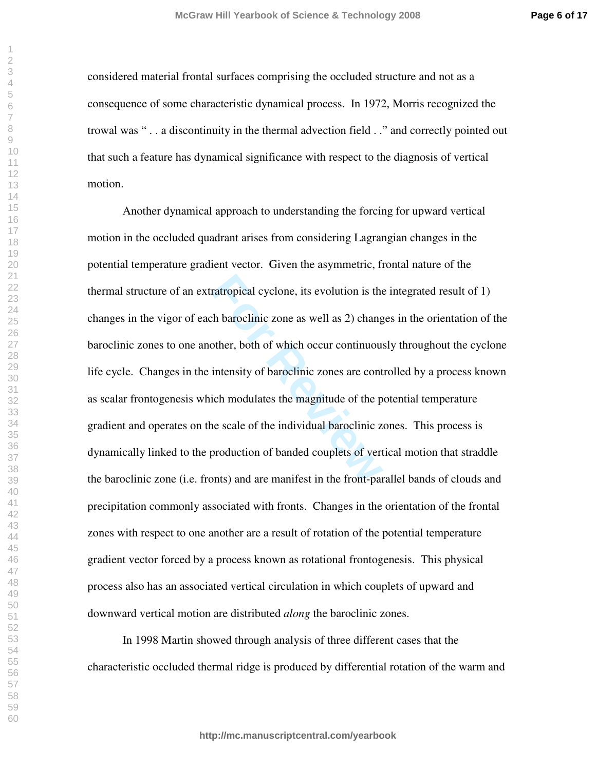considered material frontal surfaces comprising the occluded structure and not as a consequence of some characteristic dynamical process. In 1972, Morris recognized the trowal was " . . a discontinuity in the thermal advection field . ." and correctly pointed out that such a feature has dynamical significance with respect to the diagnosis of vertical motion.

Another dynamical approach to understanding the forcing for upward vertical motion in the occluded quadrant arises from considering Lagrangian changes in the potential temperature gradient vector. Given the asymmetric, frontal nature of the thermal structure of an extratropical cyclone, its evolution is the integrated result of 1) changes in the vigor of each baroclinic zone as well as 2) changes in the orientation of the baroclinic zones to one another, both of which occur continuously throughout the cyclone life cycle. Changes in the intensity of baroclinic zones are controlled by a process known as scalar frontogenesis which modulates the magnitude of the potential temperature gradient and operates on the scale of the individual baroclinic zones. This process is dynamically linked to the production of banded couplets of vertical motion that straddle the baroclinic zone (i.e. fronts) and are manifest in the front-parallel bands of clouds and precipitation commonly associated with fronts. Changes in the orientation of the frontal zones with respect to one another are a result of rotation of the potential temperature gradient vector forced by a process known as rotational frontogenesis. This physical process also has an associated vertical circulation in which couplets of upward and downward vertical motion are distributed *along* the baroclinic zones.

In 1998 Martin showed through analysis of three different cases that the characteristic occluded thermal ridge is produced by differential rotation of the warm and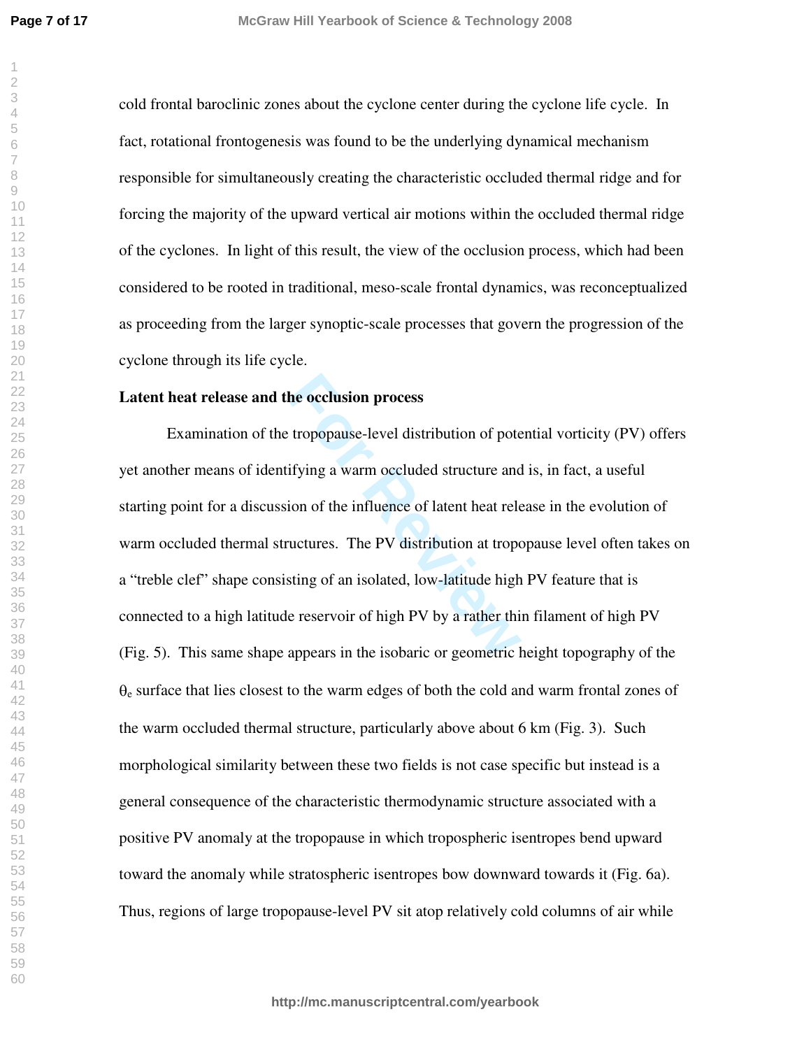cold frontal baroclinic zones about the cyclone center during the cyclone life cycle. In fact, rotational frontogenesis was found to be the underlying dynamical mechanism responsible for simultaneously creating the characteristic occluded thermal ridge and for forcing the majority of the upward vertical air motions within the occluded thermal ridge of the cyclones. In light of this result, the view of the occlusion process, which had been considered to be rooted in traditional, meso-scale frontal dynamics, was reconceptualized as proceeding from the larger synoptic-scale processes that govern the progression of the cyclone through its life cycle.

**Latent heat release and the occlusion process**

Examination of the tropopause-level distribution of potential vorticity (PV) offers yet another means of identifying a warm occluded structure and is, in fact, a useful starting point for a discussion of the influence of latent heat release in the evolution of warm occluded thermal structures. The PV distribution at tropopause level often takes on a "treble clef" shape consisting of an isolated, low-latitude high PV feature that is connected to a high latitude reservoir of high PV by a rather thin filament of high PV (Fig. 5). This same shape appears in the isobaric or geometric height topography of the $\theta_e$ surface that lies closest to the warm edges of both the cold and warm frontal zones of the warm occluded thermal structure, particularly above about 6 km (Fig. 3). Such morphological similarity between these two fields is not case specific but instead is a general consequence of the characteristic thermodynamic structure associated with a positive PV anomaly at the tropopause in which tropospheric isentropes bend upward toward the anomaly while stratospheric isentropes bow downward towards it (Fig. 6a). Thus, regions of large tropopause-level PV sit atop relatively cold columns of air while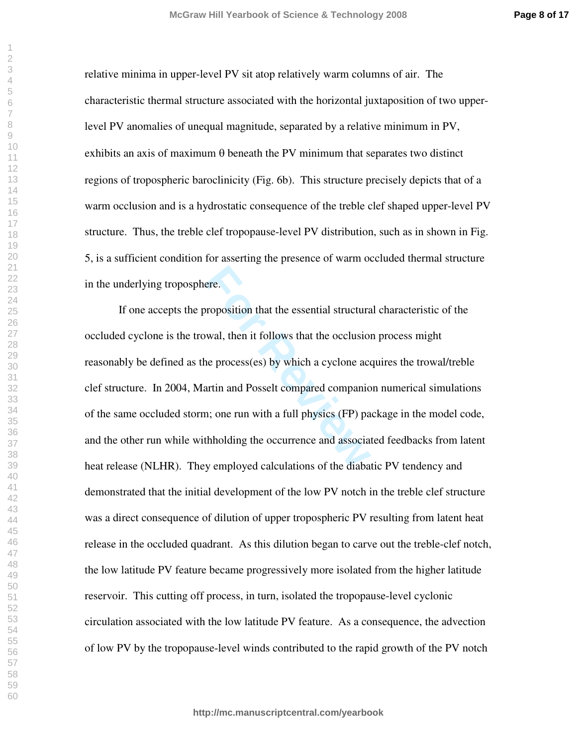relative minima in upper-level PV sit atop relatively warm columns of air. The characteristic thermal structure associated with the horizontal juxtaposition of two upper-level PV anomalies of unequal magnitude, separated by a relative minimum in PV, exhibits an axis of maximum θ beneath the PV minimum that separates two distinct regions of tropospheric baroclinicity (Fig. 6b). This structure precisely depicts that of a warm occlusion and is a hydrostatic consequence of the treble clef shaped upper-level PV structure. Thus, the treble clef tropopause-level PV distribution, such as in shown in Fig. 5, is a sufficient condition for asserting the presence of warm occluded thermal structure in the underlying troposphere.

If one accepts the proposition that the essential structural characteristic of the occluded cyclone is the trowal, then it follows that the occlusion process might reasonably be defined as the process(es) by which a cyclone acquires the trowal/treble clef structure. In 2004, Martin and Posselt compared companion numerical simulations of the same occluded storm; one run with a full physics (FP) package in the model code, and the other run while withholding the occurrence and associated feedbacks from latent heat release (NLHR). They employed calculations of the diabatic PV tendency and demonstrated that the initial development of the low PV notch in the treble clef structure was a direct consequence of dilution of upper tropospheric PV resulting from latent heat release in the occluded quadrant. As this dilution began to carve out the treble-clef notch, the low latitude PV feature became progressively more isolated from the higher latitude reservoir. This cutting off process, in turn, isolated the tropopause-level cyclonic circulation associated with the low latitude PV feature. As a consequence, the advection of low PV by the tropopause-level winds contributed to the rapid growth of the PV notch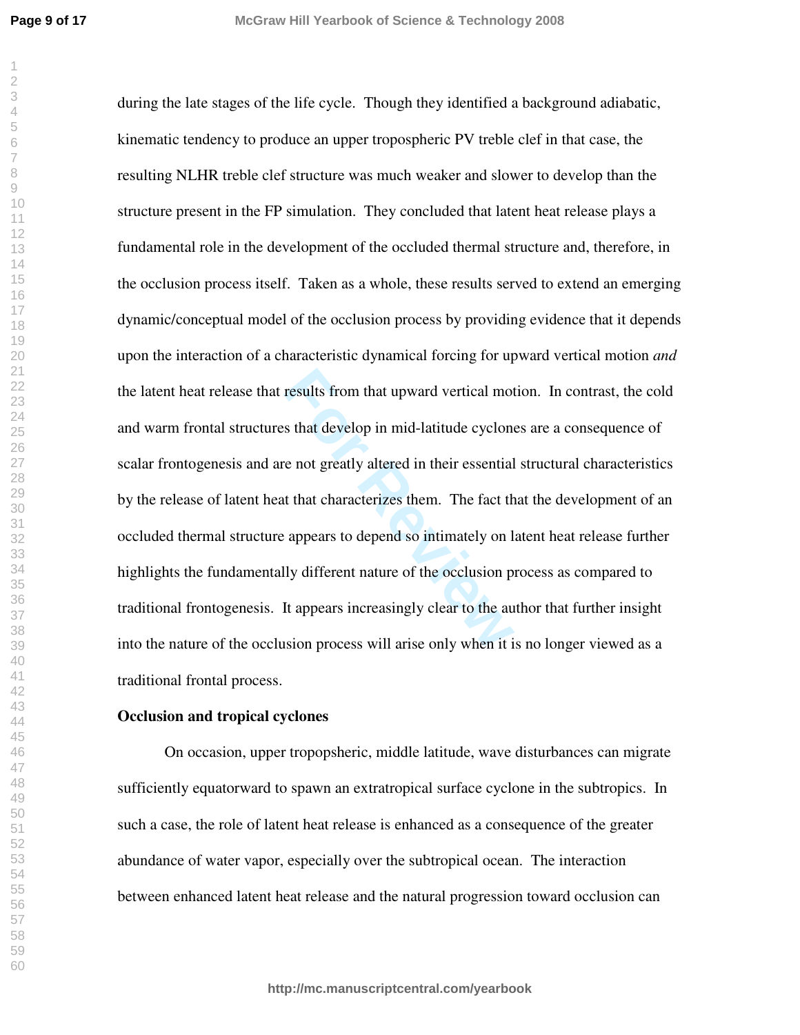during the late stages of the life cycle. Though they identified a background adiabatic, kinematic tendency to produce an upper tropospheric PV treble clef in that case, the resulting NLHR treble clef structure was much weaker and slower to develop than the structure present in the FP simulation. They concluded that latent heat release plays a fundamental role in the development of the occluded thermal structure and, therefore, in the occlusion process itself. Taken as a whole, these results served to extend an emerging dynamic/conceptual model of the occlusion process by providing evidence that it depends upon the interaction of a characteristic dynamical forcing for upward vertical motion *and* the latent heat release that results from that upward vertical motion. In contrast, the cold and warm frontal structures that develop in mid-latitude cyclones are a consequence of scalar frontogenesis and are not greatly altered in their essential structural characteristics by the release of latent heat that characterizes them. The fact that the development of an occluded thermal structure appears to depend so intimately on latent heat release further highlights the fundamentally different nature of the occlusion process as compared to traditional frontogenesis. It appears increasingly clear to the author that further insight into the nature of the occlusion process will arise only when it is no longer viewed as a traditional frontal process.

**Occlusion and tropical cyclones**

On occasion, upper tropopsheric, middle latitude, wave disturbances can migrate sufficiently equatorward to spawn an extratropical surface cyclone in the subtropics. In such a case, the role of latent heat release is enhanced as a consequence of the greater abundance of water vapor, especially over the subtropical ocean. The interaction between enhanced latent heat release and the natural progression toward occlusion can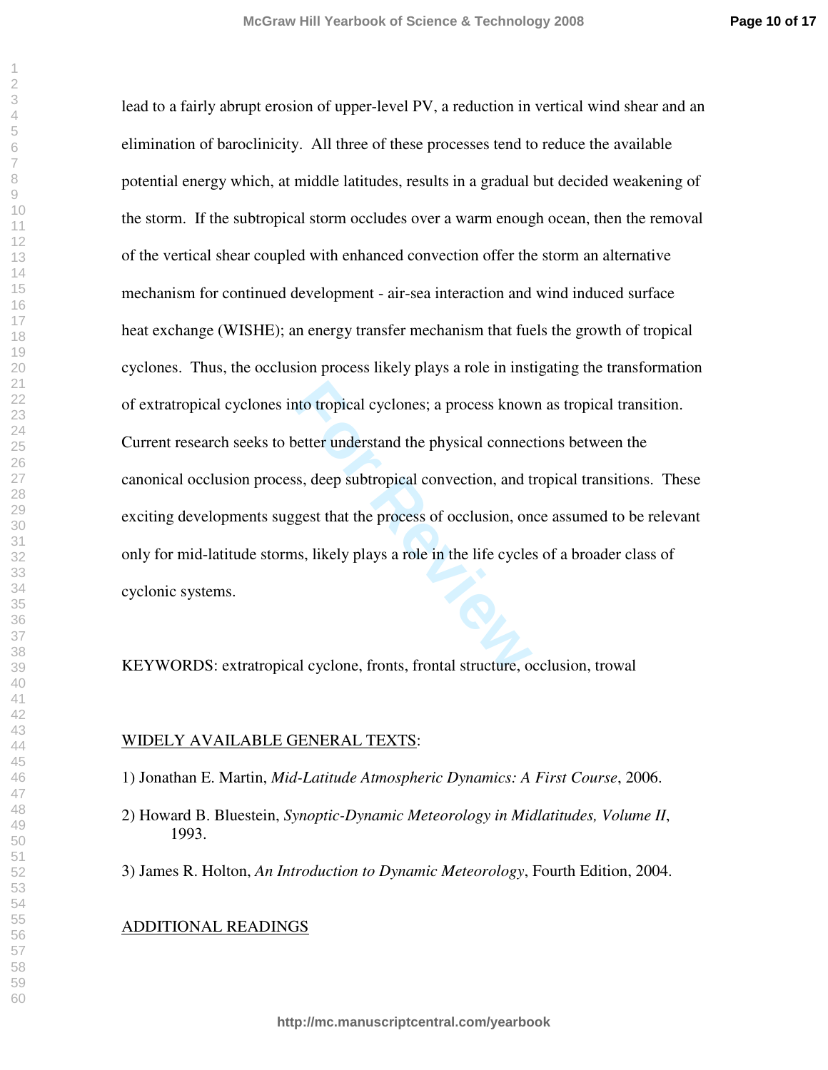lead to a fairly abrupt erosion of upper-level PV, a reduction in vertical wind shear and an elimination of baroclinicity. All three of these processes tend to reduce the available potential energy which, at middle latitudes, results in a gradual but decided weakening of the storm. If the subtropical storm occludes over a warm enough ocean, then the removal of the vertical shear coupled with enhanced convection offer the storm an alternative mechanism for continued development - air-sea interaction and wind induced surface heat exchange (WISHE); an energy transfer mechanism that fuels the growth of tropical cyclones. Thus, the occlusion process likely plays a role in instigating the transformation of extratropical cyclones into tropical cyclones; a process known as tropical transition. Current research seeks to better understand the physical connections between the canonical occlusion process, deep subtropical convection, and tropical transitions. These exciting developments suggest that the process of occlusion, once assumed to be relevant only for mid-latitude storms, likely plays a role in the life cycles of a broader class of cyclonic systems.

KEYWORDS: extratropical cyclone, fronts, frontal structure, occlusion, trowal

<u>WIDELY AVAILABLE GENERAL TEXTS</u>:

1) Jonathan E. Martin, *Mid-Latitude Atmospheric Dynamics: A First Course*, 2006.

2) Howard B. Bluestein, *Synoptic-Dynamic Meteorology in Midlatitudes, Volume II*, 1993.

3) James R. Holton, *An Introduction to Dynamic Meteorology*, Fourth Edition, 2004.

<u>ADDITIONAL READINGS</u>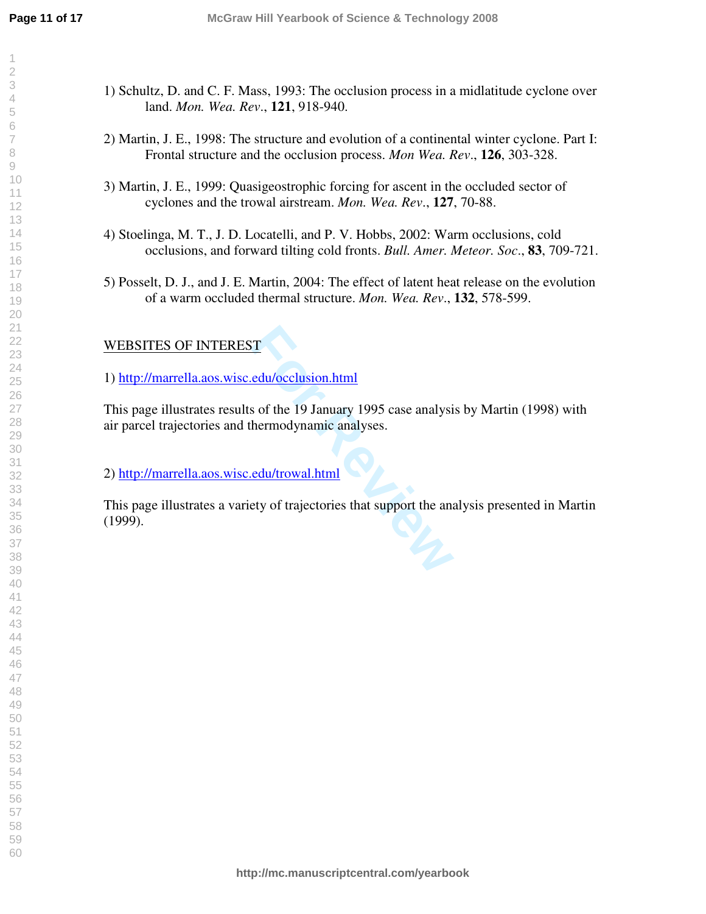1) Schultz, D. and C. F. Mass, 1993: The occlusion process in a midlatitude cyclone over land. *Mon. Wea. Rev*., **121**, 918-940.

2) Martin, J. E., 1998: The structure and evolution of a continental winter cyclone. Part I: Frontal structure and the occlusion process. *Mon Wea. Rev*., **126**, 303-328.

3) Martin, J. E., 1999: Quasigeostrophic forcing for ascent in the occluded sector of cyclones and the trowal airstream. *Mon. Wea. Rev*., **127**, 70-88.

4) Stoelinga, M. T., J. D. Locatelli, and P. V. Hobbs, 2002: Warm occlusions, cold occlusions, and forward tilting cold fronts. *Bull. Amer. Meteor. Soc*., **83**, 709-721.

5) Posselt, D. J., and J. E. Martin, 2004: The effect of latent heat release on the evolution of a warm occluded thermal structure. *Mon. Wea. Rev*., **132**, 578-599.

## WEBSITES OF INTEREST

1) http://marrella.aos.wisc.edu/occlusion.html

This page illustrates results of the 19 January 1995 case analysis by Martin (1998) with air parcel trajectories and thermodynamic analyses.

2) http://marrella.aos.wisc.edu/trowal.html

This page illustrates a variety of trajectories that support the analysis presented in Martin (1999).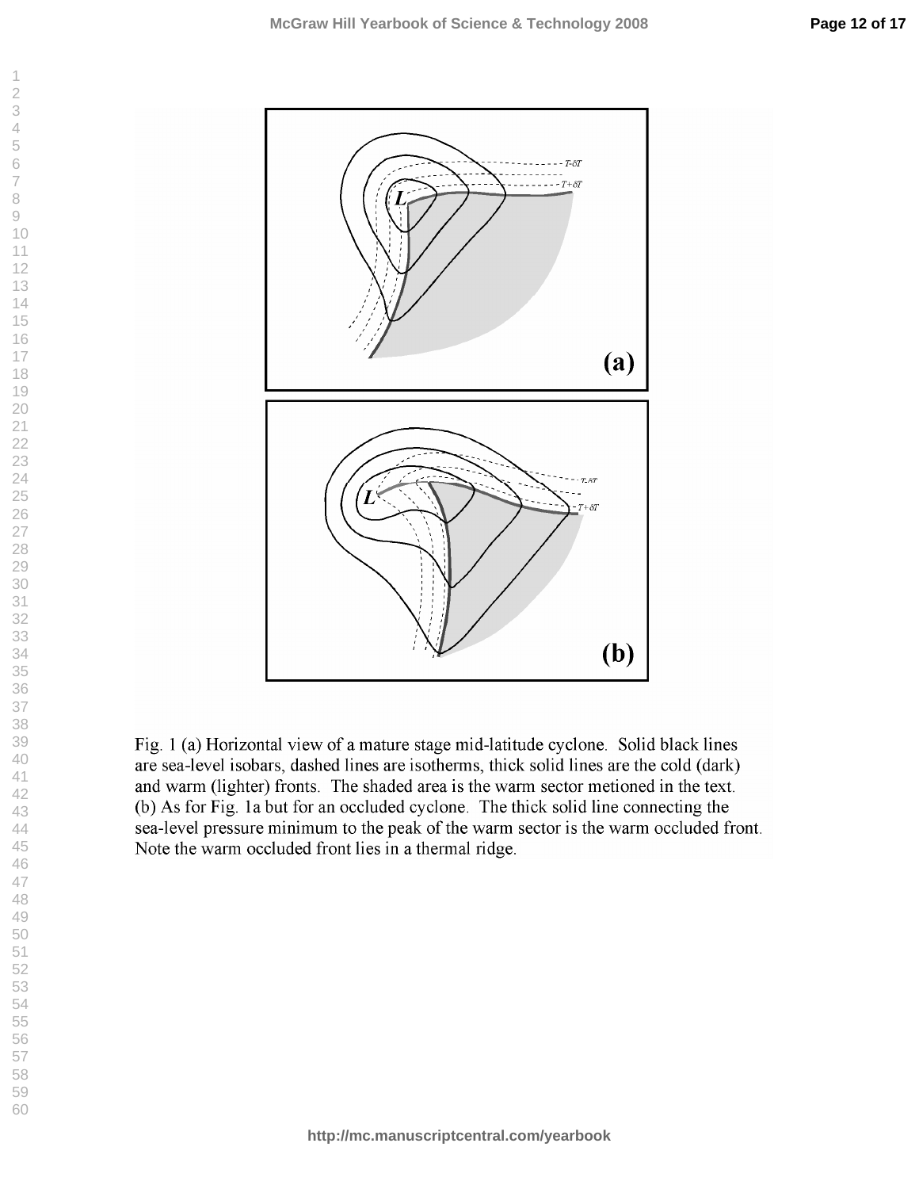Fig. 1 (a) Horizontal view of a mature stage mid-latitude cyclone. Solid black lines are sea-level isobars, dashed lines are isotherms, thick solid lines are the cold (dark) and warm (lighter) fronts. The shaded area is the warm sector metioned in the text. (b) As for Fig. 1a but for an occluded cyclone. The thick solid line connecting the sea-level pressure minimum to the peak of the warm sector is the warm occluded front. Note the warm occluded front lies in a thermal ridge.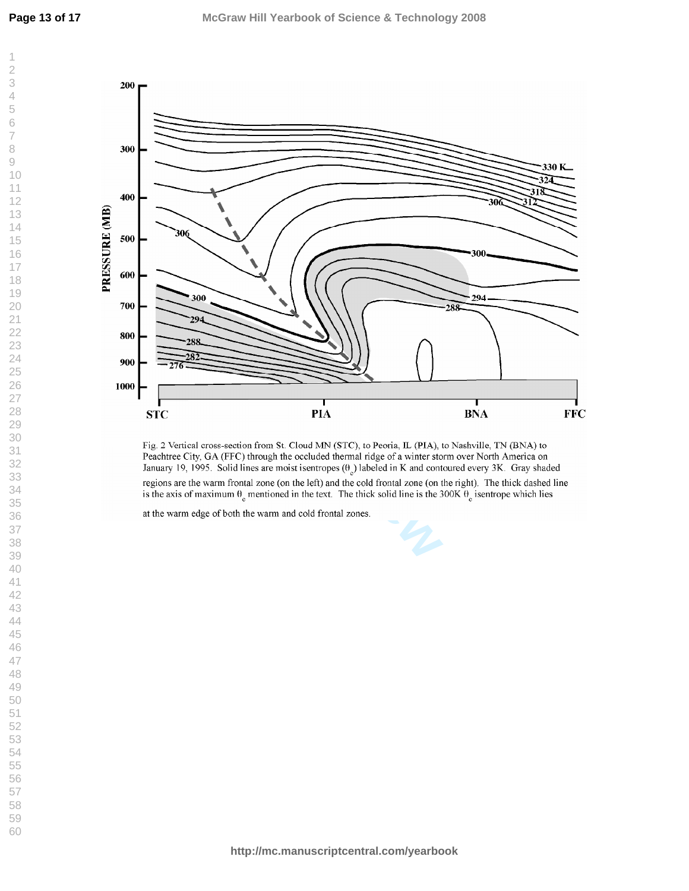Fig. 2 Vertical cross-section from St. Cloud MN (STC), to Peoria, IL (PIA), to Nashville, TN (BNA) to Peachtree City, GA (FFC) through the occluded thermal ridge of a winter storm over North America on January 19, 1995. Solid lines are moist isentropes ($\theta_e$) labeled in K and contoured every 3K. Gray shaded regions are the warm frontal zone (on the left) and the cold frontal zone (on the right). The thick dashed line is the axis of maximum $\theta_e$ mentioned in the text. The thick solid line is the 300K $\theta_e$ isentrope which lies at the warm edge of both the warm and cold frontal zones.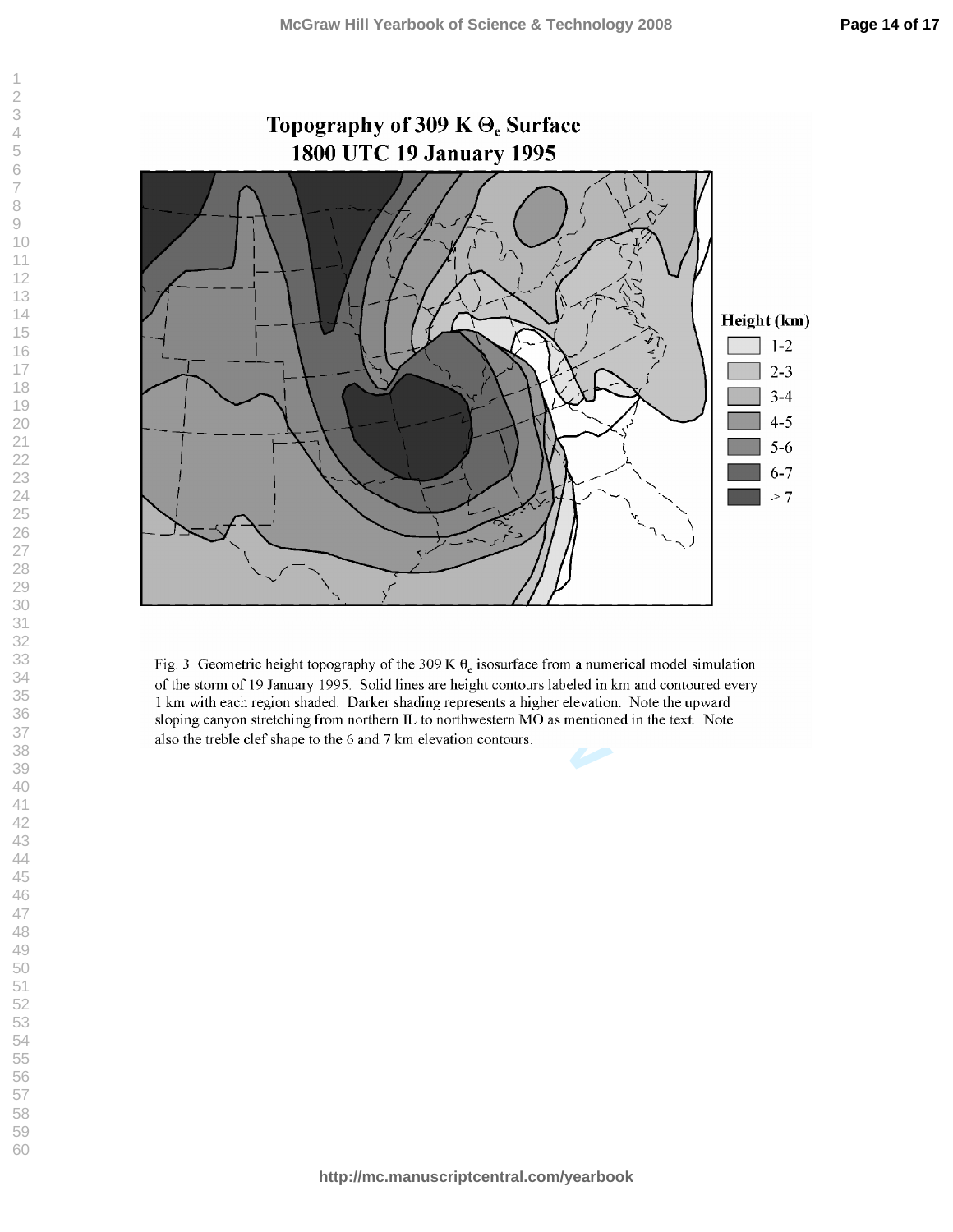Fig. 3 Geometric height topography of the 309 K $\theta_e$ isosurface from a numerical model simulation of the storm of 19 January 1995. Solid lines are height contours labeled in km and contoured every 1 km with each region shaded. Darker shading represents a higher elevation. Note the upward sloping canyon stretching from northern IL to northwestern MO as mentioned in the text. Note also the treble clef shape to the 6 and 7 km elevation contours.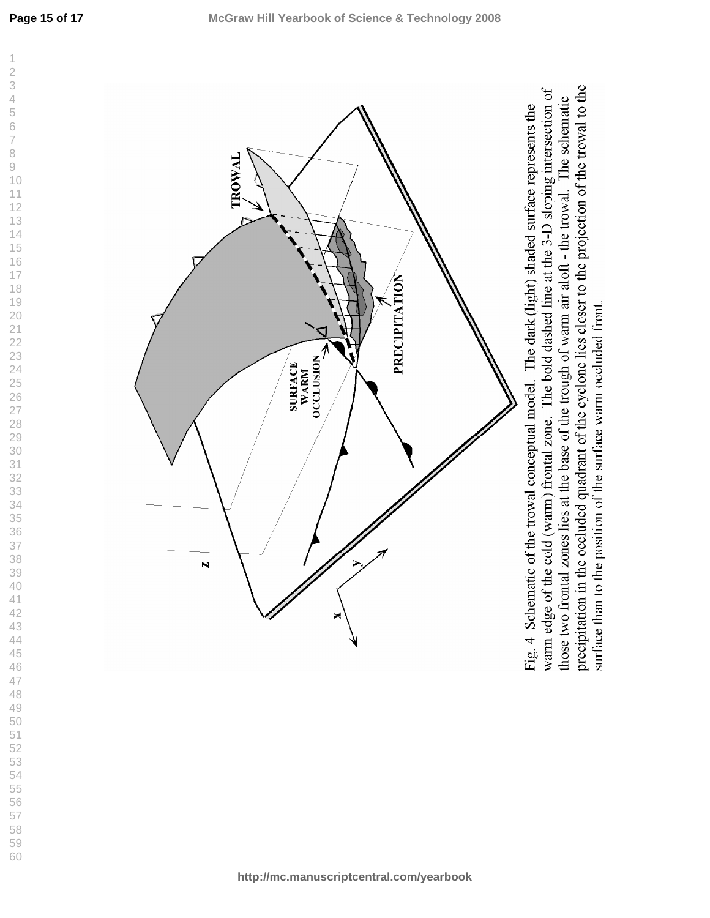Fig. 4 Schematic of the trowal conceptual model. The dark (light) shaded surface represents the warm edge of the cold (warm) frontal zone. The bold dashed line at the 3-D sloping intersection of those two frontal zones lies at the base of the trough of warm air aloft - the trowal. The schematic precipitation in the occluded quadrant of the cyclone lies closer to the projection of the trowal to the surface than to the position of the surface warm occluded front.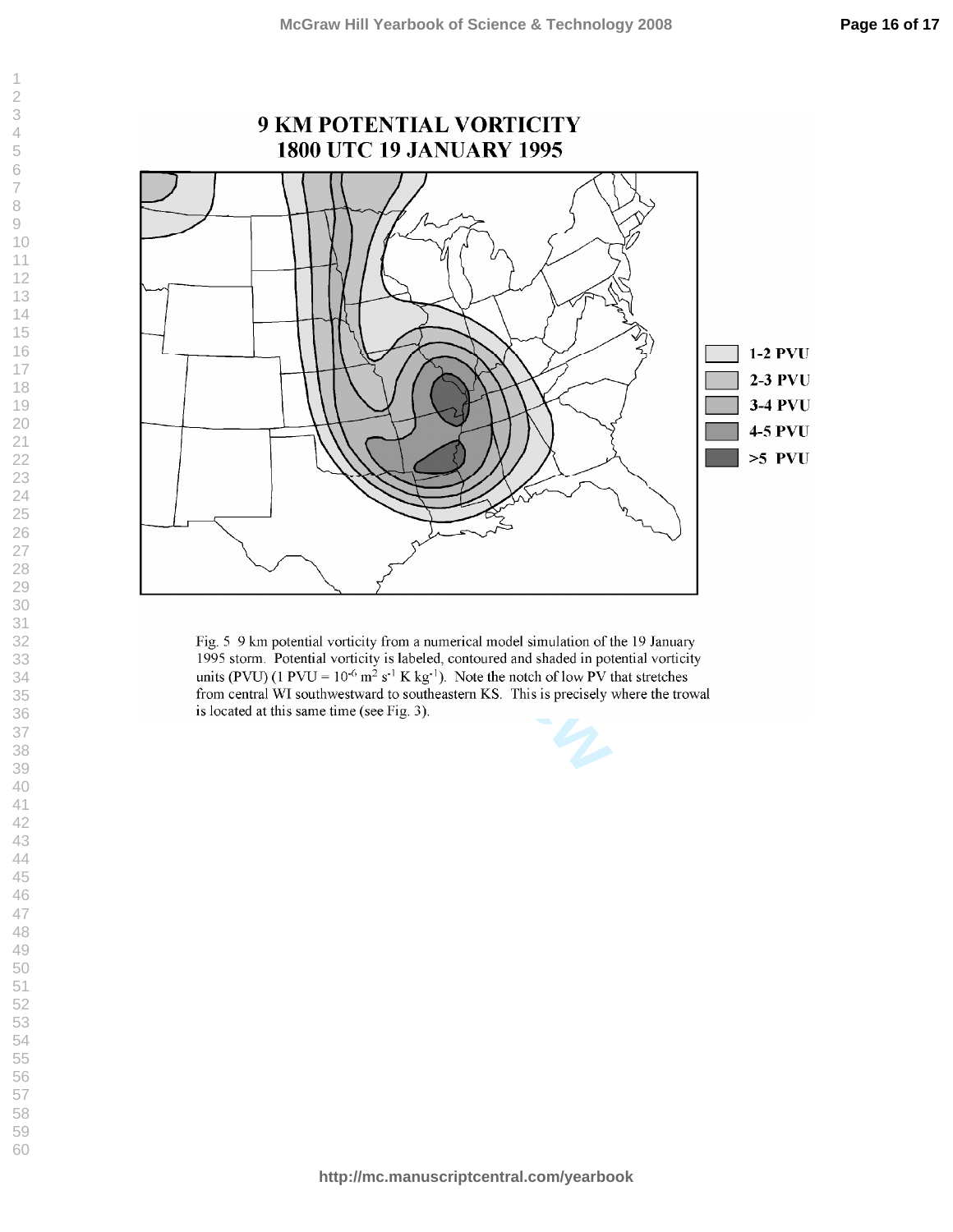Fig. 5 9 km potential vorticity from a numerical model simulation of the 19 January 1995 storm. Potential vorticity is labeled, contoured and shaded in potential vorticity units (PVU) (1 PVU = $10^{-6}$ $m^2$ $s^{-1}$ K $kg^{-1}$). Note the notch of low PV that stretches from central WI southwestward to southeastern KS. This is precisely where the trowal is located at this same time (see Fig. 3).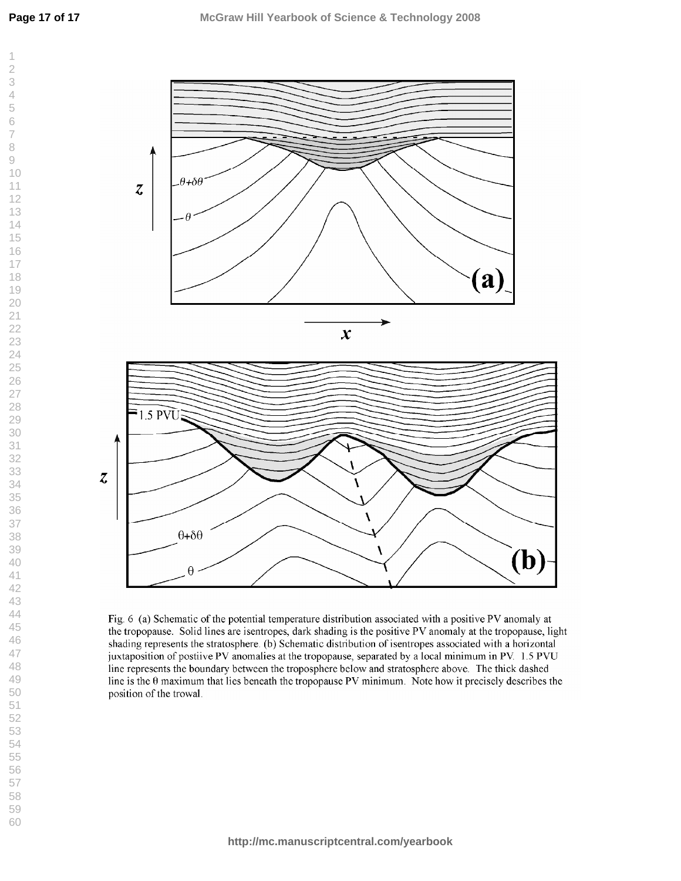z

$\theta+\delta\theta$

$\theta$

(a)

x

1.5 PVU

z

$\theta+\delta\theta$

$\theta$

(b)

Fig. 6 (a) Schematic of the potential temperature distribution associated with a positive PV anomaly at the tropopause. Solid lines are isentropes, dark shading is the positive PV anomaly at the tropopause, light shading represents the stratosphere. (b) Schematic distribution of isentropes associated with a horizontal juxtaposition of postiive PV anomalies at the tropopause, separated by a local minimum in PV. 1.5 PVU line represents the boundary between the troposphere below and stratosphere above. The thick dashed line is the $\theta$ maximum that lies beneath the tropopause PV minimum. Note how it precisely describes the position of the trowal.